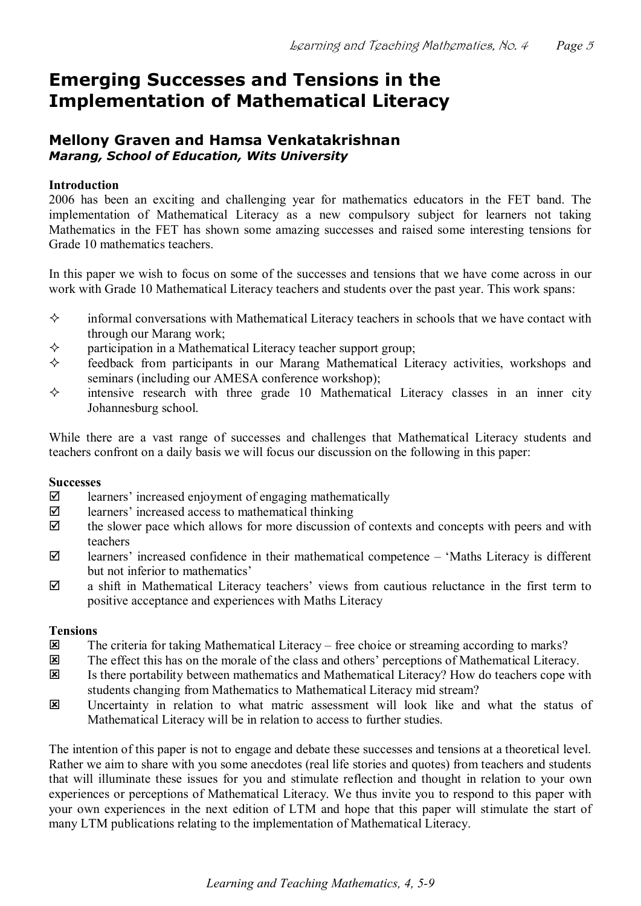# Emerging Successes and Tensions in the Implementation of Mathematical Literacy

## Mellony Graven and Hamsa Venkatakrishnan

***Marang, School of Education, Wits University***

**Introduction**

2006 has been an exciting and challenging year for mathematics educators in the FET band. The implementation of Mathematical Literacy as a new compulsory subject for learners not taking Mathematics in the FET has shown some amazing successes and raised some interesting tensions for Grade 10 mathematics teachers.

In this paper we wish to focus on some of the successes and tensions that we have come across in our work with Grade 10 Mathematical Literacy teachers and students over the past year. This work spans:

- ✧ informal conversations with Mathematical Literacy teachers in schools that we have contact with through our Marang work;
- ✧ participation in a Mathematical Literacy teacher support group;
- ✧ feedback from participants in our Marang Mathematical Literacy activities, workshops and seminars (including our AMESA conference workshop);
- ✧ intensive research with three grade 10 Mathematical Literacy classes in an inner city Johannesburg school.

While there are a vast range of successes and challenges that Mathematical Literacy students and teachers confront on a daily basis we will focus our discussion on the following in this paper:

**Successes**

- ☑ learners' increased enjoyment of engaging mathematically
- ☑ learners' increased access to mathematical thinking
- ☑ the slower pace which allows for more discussion of contexts and concepts with peers and with teachers
- ☑ learners' increased confidence in their mathematical competence – 'Maths Literacy is different but not inferior to mathematics'
- ☑ a shift in Mathematical Literacy teachers' views from cautious reluctance in the first term to positive acceptance and experiences with Maths Literacy

**Tensions**

- ☒ The criteria for taking Mathematical Literacy – free choice or streaming according to marks?
- ☒ The effect this has on the morale of the class and others' perceptions of Mathematical Literacy.
- ☒ Is there portability between mathematics and Mathematical Literacy? How do teachers cope with students changing from Mathematics to Mathematical Literacy mid stream?
- ☒ Uncertainty in relation to what matric assessment will look like and what the status of Mathematical Literacy will be in relation to access to further studies.

The intention of this paper is not to engage and debate these successes and tensions at a theoretical level. Rather we aim to share with you some anecdotes (real life stories and quotes) from teachers and students that will illuminate these issues for you and stimulate reflection and thought in relation to your own experiences or perceptions of Mathematical Literacy. We thus invite you to respond to this paper with your own experiences in the next edition of LTM and hope that this paper will stimulate the start of many LTM publications relating to the implementation of Mathematical Literacy.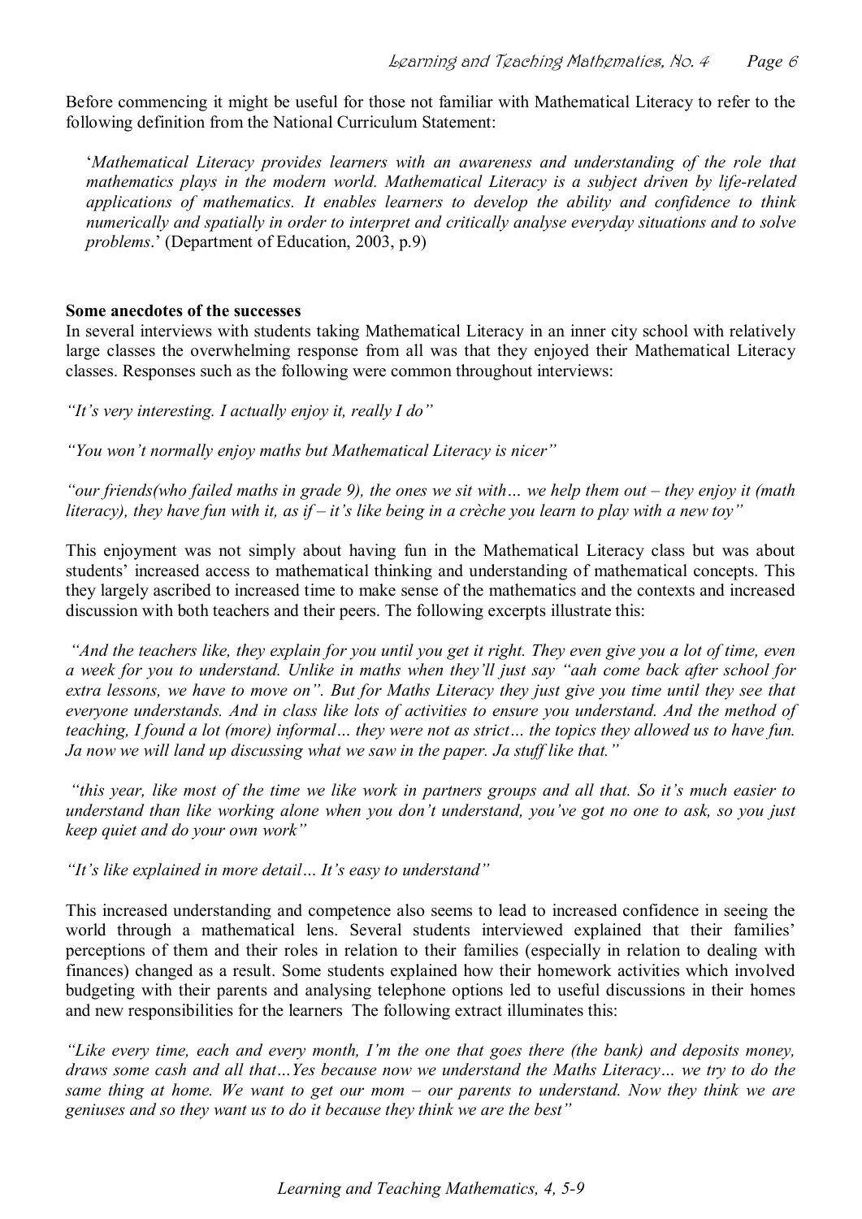Before commencing it might be useful for those not familiar with Mathematical Literacy to refer to the following definition from the National Curriculum Statement:

> '*Mathematical Literacy provides learners with an awareness and understanding of the role that mathematics plays in the modern world. Mathematical Literacy is a subject driven by life-related applications of mathematics. It enables learners to develop the ability and confidence to think numerically and spatially in order to interpret and critically analyse everyday situations and to solve problems*.' (Department of Education, 2003, p.9)

**Some anecdotes of the successes**

In several interviews with students taking Mathematical Literacy in an inner city school with relatively large classes the overwhelming response from all was that they enjoyed their Mathematical Literacy classes. Responses such as the following were common throughout interviews:

*"It's very interesting. I actually enjoy it, really I do"*

*"You won't normally enjoy maths but Mathematical Literacy is nicer"*

*"our friends(who failed maths in grade 9), the ones we sit with… we help them out – they enjoy it (math literacy), they have fun with it, as if – it's like being in a crèche you learn to play with a new toy"*

This enjoyment was not simply about having fun in the Mathematical Literacy class but was about students' increased access to mathematical thinking and understanding of mathematical concepts. This they largely ascribed to increased time to make sense of the mathematics and the contexts and increased discussion with both teachers and their peers. The following excerpts illustrate this:

*"And the teachers like, they explain for you until you get it right. They even give you a lot of time, even a week for you to understand. Unlike in maths when they'll just say "aah come back after school for extra lessons, we have to move on". But for Maths Literacy they just give you time until they see that everyone understands. And in class like lots of activities to ensure you understand. And the method of teaching, I found a lot (more) informal… they were not as strict… the topics they allowed us to have fun. Ja now we will land up discussing what we saw in the paper. Ja stuff like that."*

*"this year, like most of the time we like work in partners groups and all that. So it's much easier to understand than like working alone when you don't understand, you've got no one to ask, so you just keep quiet and do your own work"*

*"It's like explained in more detail… It's easy to understand"*

This increased understanding and competence also seems to lead to increased confidence in seeing the world through a mathematical lens. Several students interviewed explained that their families' perceptions of them and their roles in relation to their families (especially in relation to dealing with finances) changed as a result. Some students explained how their homework activities which involved budgeting with their parents and analysing telephone options led to useful discussions in their homes and new responsibilities for the learners The following extract illuminates this:

*"Like every time, each and every month, I'm the one that goes there (the bank) and deposits money, draws some cash and all that…Yes because now we understand the Maths Literacy… we try to do the same thing at home. We want to get our mom – our parents to understand. Now they think we are geniuses and so they want us to do it because they think we are the best"*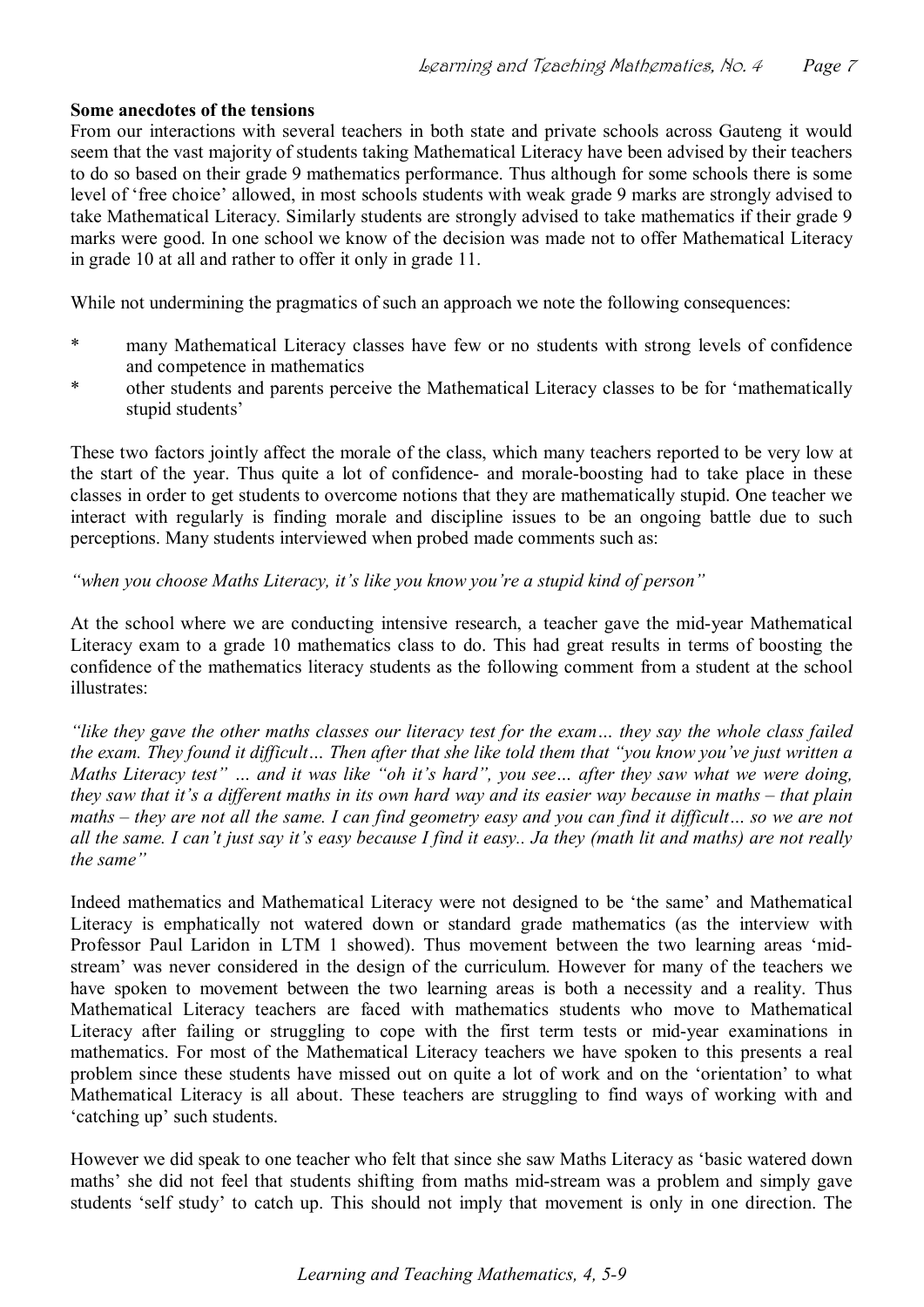**Some anecdotes of the tensions**

From our interactions with several teachers in both state and private schools across Gauteng it would seem that the vast majority of students taking Mathematical Literacy have been advised by their teachers to do so based on their grade 9 mathematics performance. Thus although for some schools there is some level of 'free choice' allowed, in most schools students with weak grade 9 marks are strongly advised to take Mathematical Literacy. Similarly students are strongly advised to take mathematics if their grade 9 marks were good. In one school we know of the decision was made not to offer Mathematical Literacy in grade 10 at all and rather to offer it only in grade 11.

While not undermining the pragmatics of such an approach we note the following consequences:

* many Mathematical Literacy classes have few or no students with strong levels of confidence and competence in mathematics
* other students and parents perceive the Mathematical Literacy classes to be for 'mathematically stupid students'

These two factors jointly affect the morale of the class, which many teachers reported to be very low at the start of the year. Thus quite a lot of confidence- and morale-boosting had to take place in these classes in order to get students to overcome notions that they are mathematically stupid. One teacher we interact with regularly is finding morale and discipline issues to be an ongoing battle due to such perceptions. Many students interviewed when probed made comments such as:

*"when you choose Maths Literacy, it's like you know you're a stupid kind of person"*

At the school where we are conducting intensive research, a teacher gave the mid-year Mathematical Literacy exam to a grade 10 mathematics class to do. This had great results in terms of boosting the confidence of the mathematics literacy students as the following comment from a student at the school illustrates:

*"like they gave the other maths classes our literacy test for the exam… they say the whole class failed the exam. They found it difficult… Then after that she like told them that "you know you've just written a Maths Literacy test" … and it was like "oh it's hard", you see… after they saw what we were doing, they saw that it's a different maths in its own hard way and its easier way because in maths – that plain maths – they are not all the same. I can find geometry easy and you can find it difficult… so we are not all the same. I can't just say it's easy because I find it easy.. Ja they (math lit and maths) are not really the same"*

Indeed mathematics and Mathematical Literacy were not designed to be 'the same' and Mathematical Literacy is emphatically not watered down or standard grade mathematics (as the interview with Professor Paul Laridon in LTM 1 showed). Thus movement between the two learning areas 'mid-stream' was never considered in the design of the curriculum. However for many of the teachers we have spoken to movement between the two learning areas is both a necessity and a reality. Thus Mathematical Literacy teachers are faced with mathematics students who move to Mathematical Literacy after failing or struggling to cope with the first term tests or mid-year examinations in mathematics. For most of the Mathematical Literacy teachers we have spoken to this presents a real problem since these students have missed out on quite a lot of work and on the 'orientation' to what Mathematical Literacy is all about. These teachers are struggling to find ways of working with and 'catching up' such students.

However we did speak to one teacher who felt that since she saw Maths Literacy as 'basic watered down maths' she did not feel that students shifting from maths mid-stream was a problem and simply gave students 'self study' to catch up. This should not imply that movement is only in one direction. The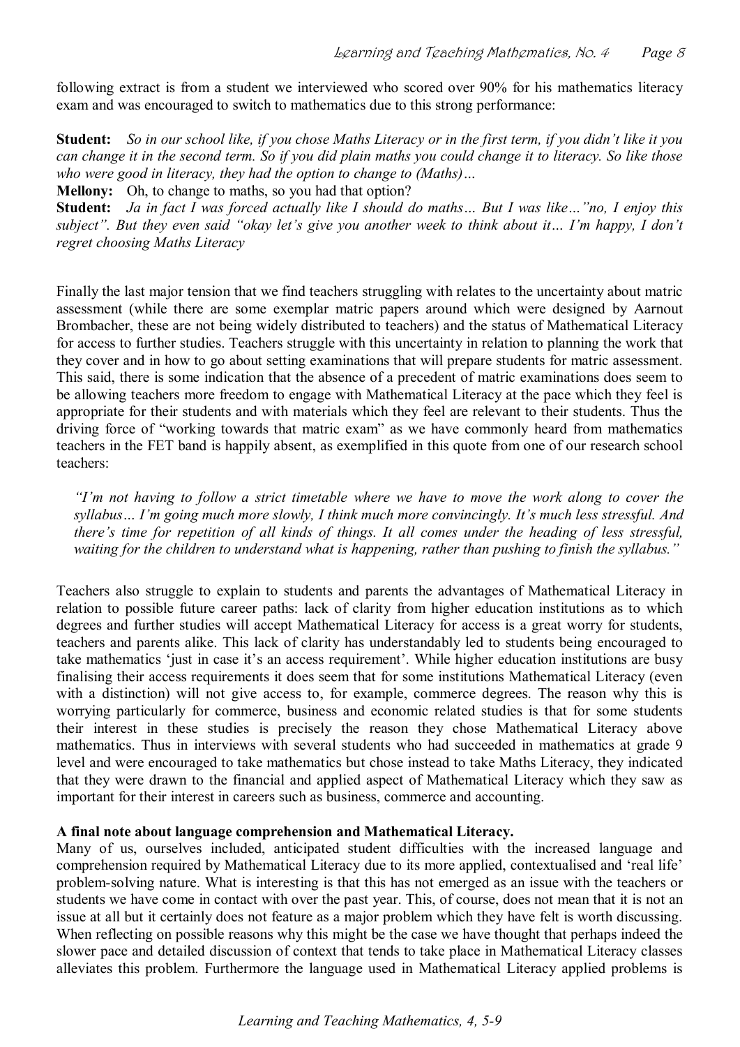following extract is from a student we interviewed who scored over 90% for his mathematics literacy exam and was encouraged to switch to mathematics due to this strong performance:

**Student:** *So in our school like, if you chose Maths Literacy or in the first term, if you didn't like it you can change it in the second term. So if you did plain maths you could change it to literacy. So like those who were good in literacy, they had the option to change to (Maths)…*

**Mellony:** Oh, to change to maths, so you had that option?

**Student:** *Ja in fact I was forced actually like I should do maths… But I was like…"no, I enjoy this subject". But they even said "okay let's give you another week to think about it… I'm happy, I don't regret choosing Maths Literacy*

Finally the last major tension that we find teachers struggling with relates to the uncertainty about matric assessment (while there are some exemplar matric papers around which were designed by Aarnout Brombacher, these are not being widely distributed to teachers) and the status of Mathematical Literacy for access to further studies. Teachers struggle with this uncertainty in relation to planning the work that they cover and in how to go about setting examinations that will prepare students for matric assessment. This said, there is some indication that the absence of a precedent of matric examinations does seem to be allowing teachers more freedom to engage with Mathematical Literacy at the pace which they feel is appropriate for their students and with materials which they feel are relevant to their students. Thus the driving force of "working towards that matric exam" as we have commonly heard from mathematics teachers in the FET band is happily absent, as exemplified in this quote from one of our research school teachers:

> *"I'm not having to follow a strict timetable where we have to move the work along to cover the syllabus… I'm going much more slowly, I think much more convincingly. It's much less stressful. And there's time for repetition of all kinds of things. It all comes under the heading of less stressful, waiting for the children to understand what is happening, rather than pushing to finish the syllabus."*

Teachers also struggle to explain to students and parents the advantages of Mathematical Literacy in relation to possible future career paths: lack of clarity from higher education institutions as to which degrees and further studies will accept Mathematical Literacy for access is a great worry for students, teachers and parents alike. This lack of clarity has understandably led to students being encouraged to take mathematics 'just in case it's an access requirement'. While higher education institutions are busy finalising their access requirements it does seem that for some institutions Mathematical Literacy (even with a distinction) will not give access to, for example, commerce degrees. The reason why this is worrying particularly for commerce, business and economic related studies is that for some students their interest in these studies is precisely the reason they chose Mathematical Literacy above mathematics. Thus in interviews with several students who had succeeded in mathematics at grade 9 level and were encouraged to take mathematics but chose instead to take Maths Literacy, they indicated that they were drawn to the financial and applied aspect of Mathematical Literacy which they saw as important for their interest in careers such as business, commerce and accounting.

**A final note about language comprehension and Mathematical Literacy.**

Many of us, ourselves included, anticipated student difficulties with the increased language and comprehension required by Mathematical Literacy due to its more applied, contextualised and 'real life' problem-solving nature. What is interesting is that this has not emerged as an issue with the teachers or students we have come in contact with over the past year. This, of course, does not mean that it is not an issue at all but it certainly does not feature as a major problem which they have felt is worth discussing. When reflecting on possible reasons why this might be the case we have thought that perhaps indeed the slower pace and detailed discussion of context that tends to take place in Mathematical Literacy classes alleviates this problem. Furthermore the language used in Mathematical Literacy applied problems is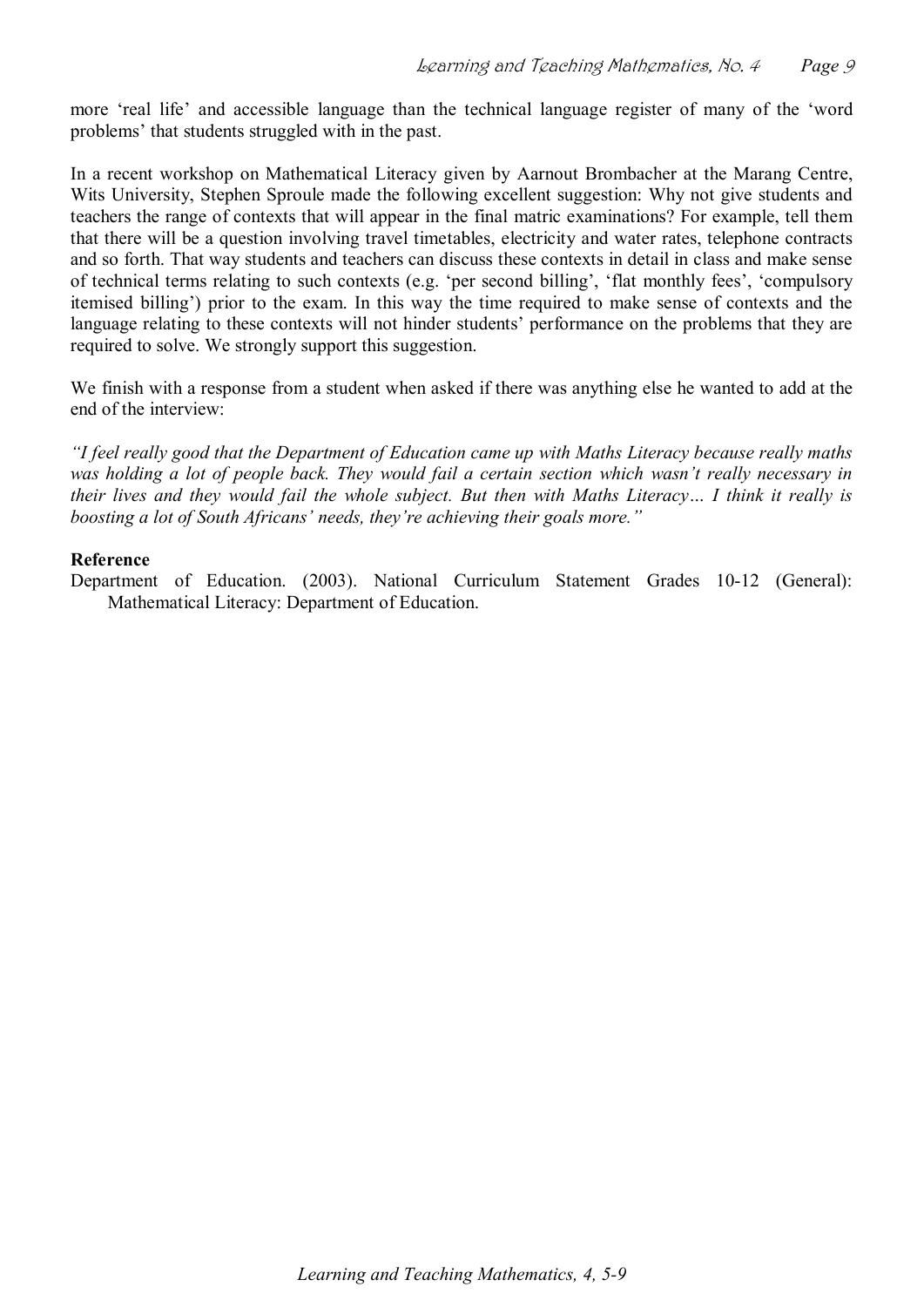more 'real life' and accessible language than the technical language register of many of the 'word problems' that students struggled with in the past.

In a recent workshop on Mathematical Literacy given by Aarnout Brombacher at the Marang Centre, Wits University, Stephen Sproule made the following excellent suggestion: Why not give students and teachers the range of contexts that will appear in the final matric examinations? For example, tell them that there will be a question involving travel timetables, electricity and water rates, telephone contracts and so forth. That way students and teachers can discuss these contexts in detail in class and make sense of technical terms relating to such contexts (e.g. 'per second billing', 'flat monthly fees', 'compulsory itemised billing') prior to the exam. In this way the time required to make sense of contexts and the language relating to these contexts will not hinder students' performance on the problems that they are required to solve. We strongly support this suggestion.

We finish with a response from a student when asked if there was anything else he wanted to add at the end of the interview:

*"I feel really good that the Department of Education came up with Maths Literacy because really maths was holding a lot of people back. They would fail a certain section which wasn't really necessary in their lives and they would fail the whole subject. But then with Maths Literacy… I think it really is boosting a lot of South Africans' needs, they're achieving their goals more."*

**Reference**

Department of Education. (2003). National Curriculum Statement Grades 10-12 (General): Mathematical Literacy: Department of Education.